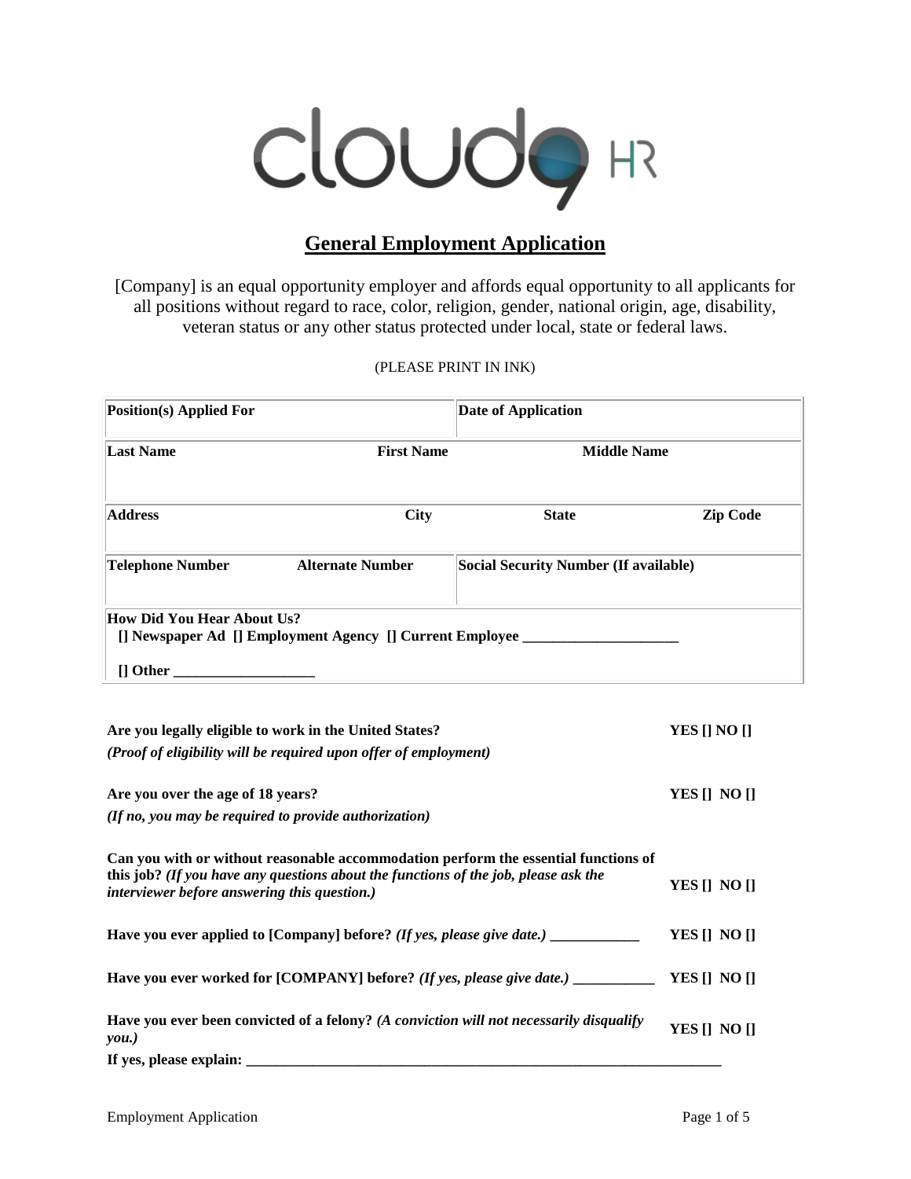cloud9 HR

# General Employment Application

[Company] is an equal opportunity employer and affords equal opportunity to all applicants for all positions without regard to race, color, religion, gender, national origin, age, disability, veteran status or any other status protected under local, state or federal laws.

(PLEASE PRINT IN INK)

| **Position(s) Applied For** | | **Date of Application** | |
|---|---|---|---|
| **Last Name** | **First Name** | **Middle Name** | |
| **Address** | **City** | **State** | **Zip Code** |
| **Telephone Number** | **Alternate Number** | **Social Security Number (If available)** | |

**How Did You Hear About Us?**
**[] Newspaper Ad [] Employment Agency [] Current Employee ____________________**

**[] Other ___________________**

| | |
|---|---|
| **Are you legally eligible to work in the United States?** ***(Proof of eligibility will be required upon offer of employment)*** | **YES [] NO []** |
| **Are you over the age of 18 years?** ***(If no, you may be required to provide authorization)*** | **YES [] NO []** |
| **Can you with or without reasonable accommodation perform the essential functions of this job?** ***(If you have any questions about the functions of the job, please ask the interviewer before answering this question.)*** | **YES [] NO []** |
| **Have you ever applied to [Company] before?** ***(If yes, please give date.)*** **____________** | **YES [] NO []** |
| **Have you ever worked for [COMPANY] before?** ***(If yes, please give date.)*** **___________** | **YES [] NO []** |
| **Have you ever been convicted of a felony?** ***(A conviction will not necessarily disqualify you.)*** | **YES [] NO []** |

**If yes, please explain: _________________________________________________________________**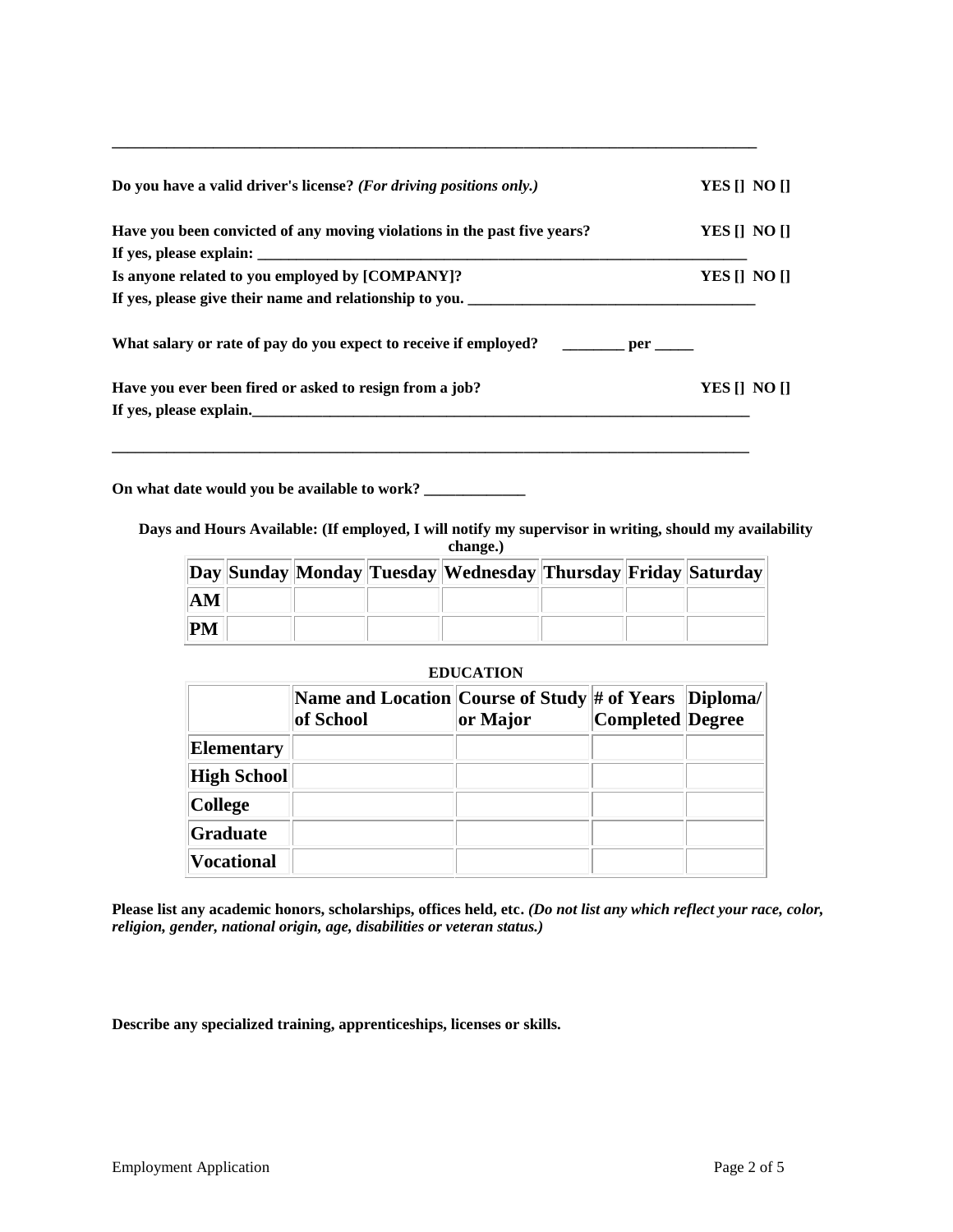______________________________________________________________________________

**Do you have a valid driver's license?** ***(For driving positions only.)*** **YES [] NO []**

**Have you been convicted of any moving violations in the past five years?** **YES [] NO []**
**If yes, please explain:** ________________________________________________________________

**Is anyone related to you employed by [COMPANY]?** **YES [] NO []**
**If yes, please give their name and relationship to you.** ___________________________________

**What salary or rate of pay do you expect to receive if employed?** ________ **per** _____

**Have you ever been fired or asked to resign from a job?** **YES [] NO []**
**If yes, please explain.**_________________________________________________________________

______________________________________________________________________________

**On what date would you be available to work?** _____________

**Days and Hours Available: (If employed, I will notify my supervisor in writing, should my availability change.)**

| Day | Sunday | Monday | Tuesday | Wednesday | Thursday | Friday | Saturday |
|---|---|---|---|---|---|---|---|
| AM | | | | | | | |
| PM | | | | | | | |

**EDUCATION**

| | Name and Location of School | Course of Study or Major | # of Years Completed | Diploma/ Degree |
|---|---|---|---|---|
| Elementary | | | | |
| High School | | | | |
| College | | | | |
| Graduate | | | | |
| Vocational | | | | |

**Please list any academic honors, scholarships, offices held, etc.** ***(Do not list any which reflect your race, color, religion, gender, national origin, age, disabilities or veteran status.)***

**Describe any specialized training, apprenticeships, licenses or skills.**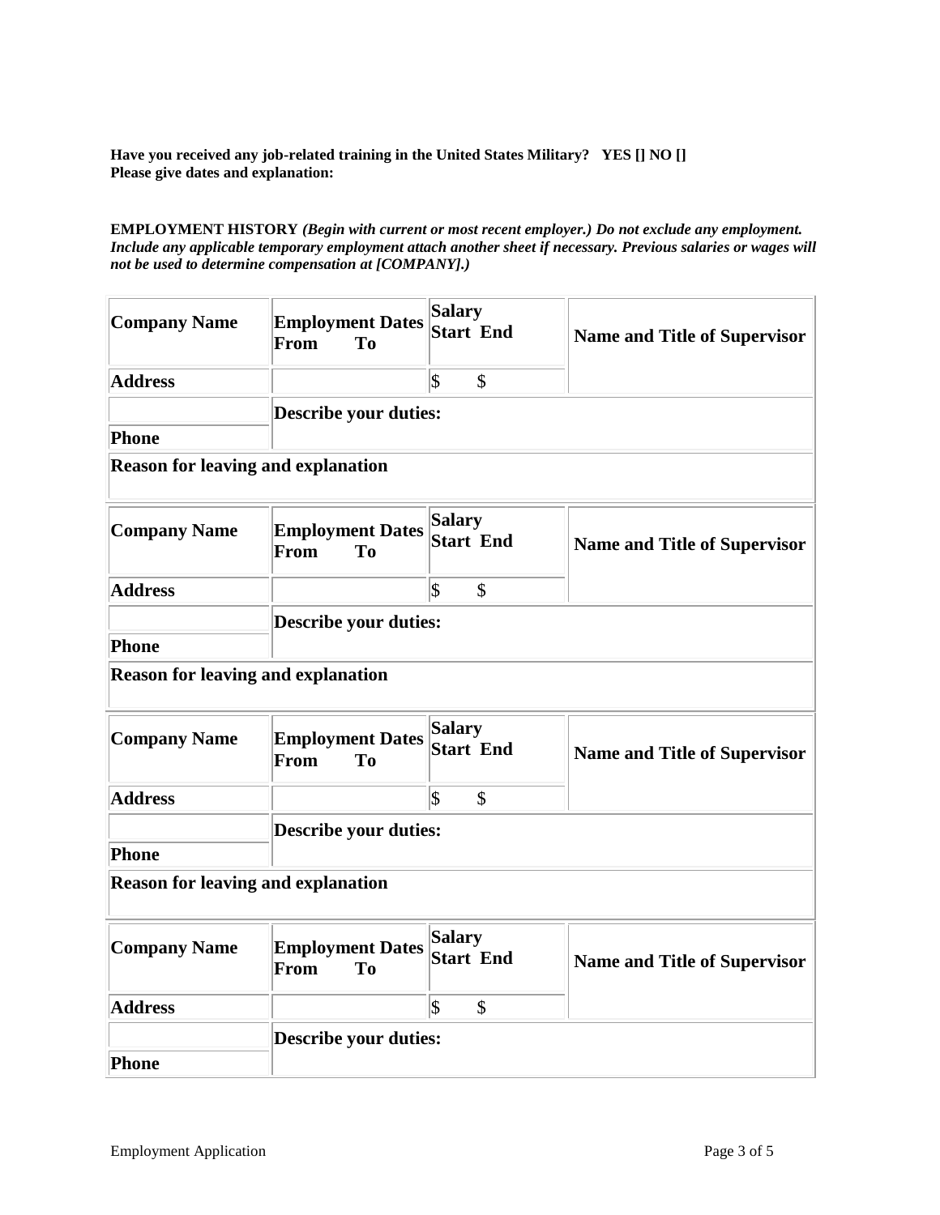**Have you received any job-related training in the United States Military?   YES [] NO []**
**Please give dates and explanation:**

**EMPLOYMENT HISTORY** ***(Begin with current or most recent employer.) Do not exclude any employment. Include any applicable temporary employment attach another sheet if necessary. Previous salaries or wages will not be used to determine compensation at [COMPANY].)***

| **Company Name** | **Employment Dates**<br>**From To** | **Salary**<br>**Start End** | **Name and Title of Supervisor** |
|---|---|---|---|
| **Address** | | $ $ | |
| | **Describe your duties:** | | |
| **Phone** | | | |
| **Reason for leaving and explanation** | | | |

| **Company Name** | **Employment Dates**<br>**From To** | **Salary**<br>**Start End** | **Name and Title of Supervisor** |
|---|---|---|---|
| **Address** | | $ $ | |
| | **Describe your duties:** | | |
| **Phone** | | | |
| **Reason for leaving and explanation** | | | |

| **Company Name** | **Employment Dates**<br>**From To** | **Salary**<br>**Start End** | **Name and Title of Supervisor** |
|---|---|---|---|
| **Address** | | $ $ | |
| | **Describe your duties:** | | |
| **Phone** | | | |
| **Reason for leaving and explanation** | | | |

| **Company Name** | **Employment Dates**<br>**From To** | **Salary**<br>**Start End** | **Name and Title of Supervisor** |
|---|---|---|---|
| **Address** | | $ $ | |
| | **Describe your duties:** | | |
| **Phone** | | | |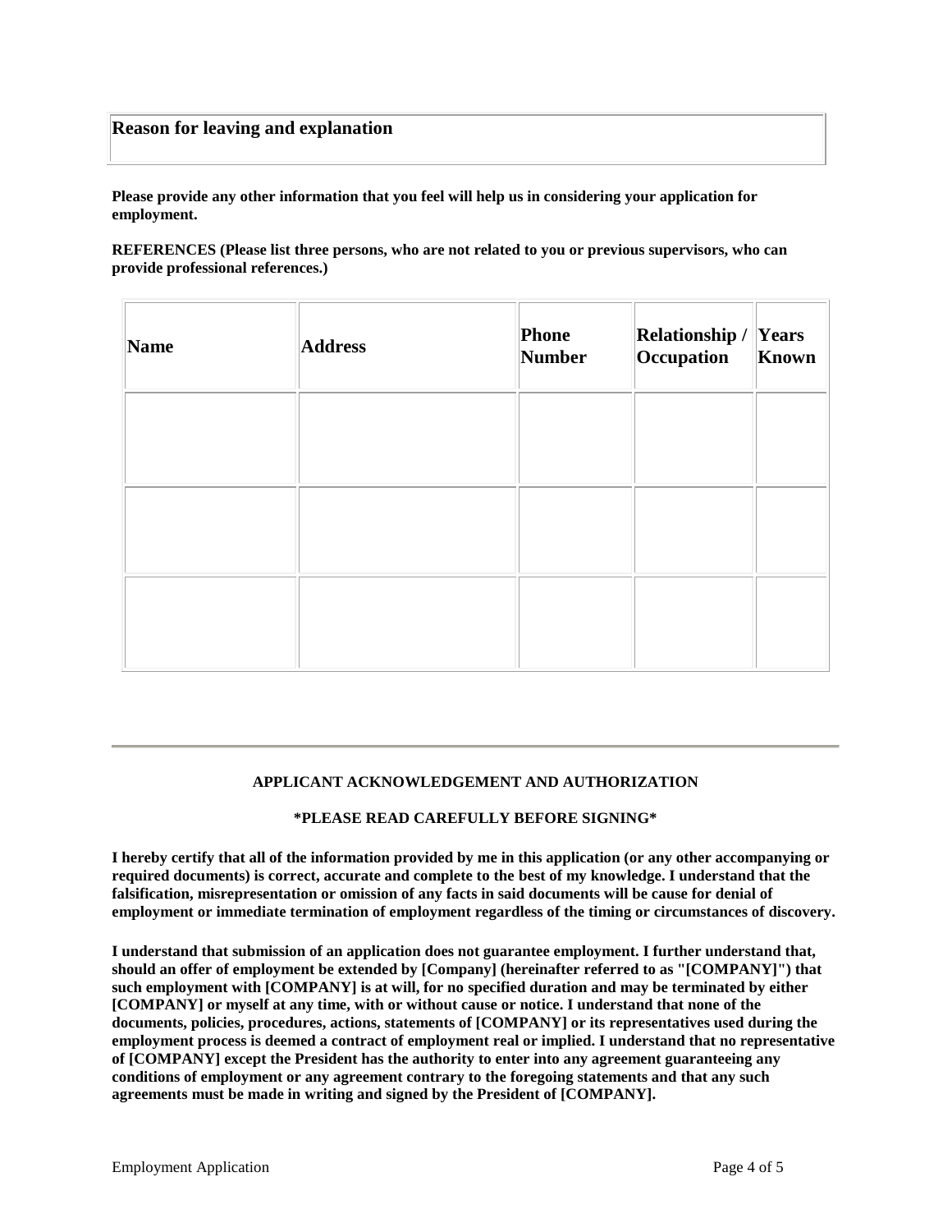| **Reason for leaving and explanation** |
| --- |

**Please provide any other information that you feel will help us in considering your application for employment.**

**REFERENCES (Please list three persons, who are not related to you or previous supervisors, who can provide professional references.)**

| Name | Address | Phone Number | Relationship / Occupation | Years Known |
| --- | --- | --- | --- | --- |
| | | | | |
| | | | | |
| | | | | |

---

**APPLICANT ACKNOWLEDGEMENT AND AUTHORIZATION**

***PLEASE READ CAREFULLY BEFORE SIGNING***

**I hereby certify that all of the information provided by me in this application (or any other accompanying or required documents) is correct, accurate and complete to the best of my knowledge. I understand that the falsification, misrepresentation or omission of any facts in said documents will be cause for denial of employment or immediate termination of employment regardless of the timing or circumstances of discovery.**

**I understand that submission of an application does not guarantee employment. I further understand that, should an offer of employment be extended by [Company] (hereinafter referred to as "[COMPANY]") that such employment with [COMPANY] is at will, for no specified duration and may be terminated by either [COMPANY] or myself at any time, with or without cause or notice. I understand that none of the documents, policies, procedures, actions, statements of [COMPANY] or its representatives used during the employment process is deemed a contract of employment real or implied. I understand that no representative of [COMPANY] except the President has the authority to enter into any agreement guaranteeing any conditions of employment or any agreement contrary to the foregoing statements and that any such agreements must be made in writing and signed by the President of [COMPANY].**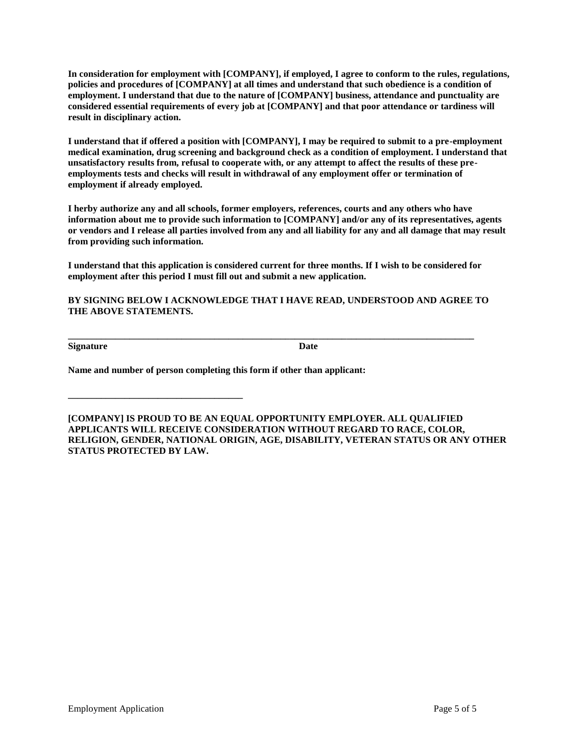**In consideration for employment with [COMPANY], if employed, I agree to conform to the rules, regulations, policies and procedures of [COMPANY] at all times and understand that such obedience is a condition of employment. I understand that due to the nature of [COMPANY] business, attendance and punctuality are considered essential requirements of every job at [COMPANY] and that poor attendance or tardiness will result in disciplinary action.**

**I understand that if offered a position with [COMPANY], I may be required to submit to a pre-employment medical examination, drug screening and background check as a condition of employment. I understand that unsatisfactory results from, refusal to cooperate with, or any attempt to affect the results of these pre-employments tests and checks will result in withdrawal of any employment offer or termination of employment if already employed.**

**I herby authorize any and all schools, former employers, references, courts and any others who have information about me to provide such information to [COMPANY] and/or any of its representatives, agents or vendors and I release all parties involved from any and all liability for any and all damage that may result from providing such information.**

**I understand that this application is considered current for three months. If I wish to be considered for employment after this period I must fill out and submit a new application.**

**BY SIGNING BELOW I ACKNOWLEDGE THAT I HAVE READ, UNDERSTOOD AND AGREE TO THE ABOVE STATEMENTS.**

**\_\_\_\_\_\_\_\_\_\_\_\_\_\_\_\_\_\_\_\_\_\_\_\_\_\_\_\_\_\_\_\_\_\_\_\_\_\_\_\_\_\_\_\_\_\_\_\_\_\_\_\_\_\_\_\_\_\_\_\_\_\_\_\_\_\_\_\_\_\_\_\_\_\_\_\_\_\_\_\_\_\_**

**Signature** **Date**

**Name and number of person completing this form if other than applicant:**

**\_\_\_\_\_\_\_\_\_\_\_\_\_\_\_\_\_\_\_\_\_\_\_\_\_\_\_\_\_\_\_\_\_\_\_\_\_\_**

**[COMPANY] IS PROUD TO BE AN EQUAL OPPORTUNITY EMPLOYER. ALL QUALIFIED APPLICANTS WILL RECEIVE CONSIDERATION WITHOUT REGARD TO RACE, COLOR, RELIGION, GENDER, NATIONAL ORIGIN, AGE, DISABILITY, VETERAN STATUS OR ANY OTHER STATUS PROTECTED BY LAW.**